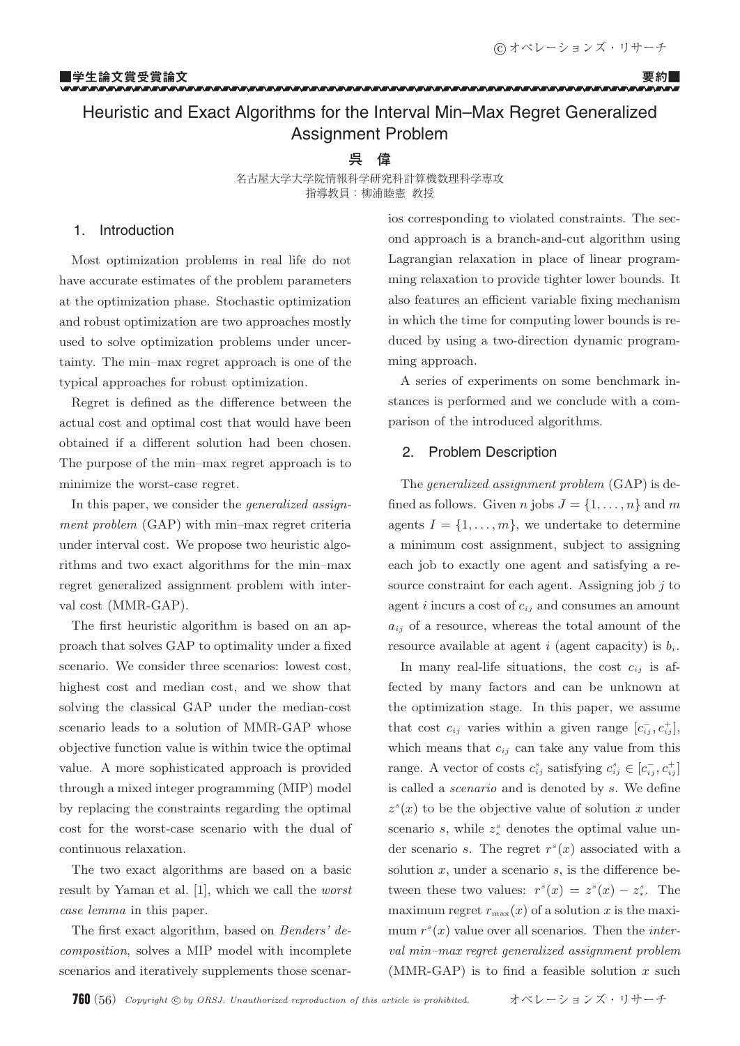■学生論文賞受賞論文 要約■

# Heuristic and Exact Algorithms for the Interval Min–Max Regret Generalized Assignment Problem

**呉 偉**

名古屋大学大学院情報科学研究科計算機数理科学専攻
指導教員：柳浦睦憲 教授

## 1. Introduction

Most optimization problems in real life do not have accurate estimates of the problem parameters at the optimization phase. Stochastic optimization and robust optimization are two approaches mostly used to solve optimization problems under uncertainty. The min–max regret approach is one of the typical approaches for robust optimization.

Regret is defined as the difference between the actual cost and optimal cost that would have been obtained if a different solution had been chosen. The purpose of the min–max regret approach is to minimize the worst-case regret.

In this paper, we consider the *generalized assignment problem* (GAP) with min–max regret criteria under interval cost. We propose two heuristic algorithms and two exact algorithms for the min–max regret generalized assignment problem with interval cost (MMR-GAP).

The first heuristic algorithm is based on an approach that solves GAP to optimality under a fixed scenario. We consider three scenarios: lowest cost, highest cost and median cost, and we show that solving the classical GAP under the median-cost scenario leads to a solution of MMR-GAP whose objective function value is within twice the optimal value. A more sophisticated approach is provided through a mixed integer programming (MIP) model by replacing the constraints regarding the optimal cost for the worst-case scenario with the dual of continuous relaxation.

The two exact algorithms are based on a basic result by Yaman et al. [1], which we call the *worst case lemma* in this paper.

The first exact algorithm, based on *Benders' decomposition*, solves a MIP model with incomplete scenarios and iteratively supplements those scenarios corresponding to violated constraints. The second approach is a branch-and-cut algorithm using Lagrangian relaxation in place of linear programming relaxation to provide tighter lower bounds. It also features an efficient variable fixing mechanism in which the time for computing lower bounds is reduced by using a two-direction dynamic programming approach.

A series of experiments on some benchmark instances is performed and we conclude with a comparison of the introduced algorithms.

## 2. Problem Description

The *generalized assignment problem* (GAP) is defined as follows. Given $n$ jobs $J = \{1, \ldots, n\}$ and $m$ agents $I = \{1, \ldots, m\}$, we undertake to determine a minimum cost assignment, subject to assigning each job to exactly one agent and satisfying a resource constraint for each agent. Assigning job $j$ to agent $i$ incurs a cost of $c_{ij}$ and consumes an amount $a_{ij}$ of a resource, whereas the total amount of the resource available at agent $i$ (agent capacity) is $b_i$.

In many real-life situations, the cost $c_{ij}$ is affected by many factors and can be unknown at the optimization stage. In this paper, we assume that cost $c_{ij}$ varies within a given range $[c_{ij}^-, c_{ij}^+]$, which means that $c_{ij}$ can take any value from this range. A vector of costs $c_{ij}^s$ satisfying $c_{ij}^s \in [c_{ij}^-, c_{ij}^+]$ is called a *scenario* and is denoted by $s$. We define $z^s(x)$ to be the objective value of solution $x$ under scenario $s$, while $z_*^s$ denotes the optimal value under scenario $s$. The regret $r^s(x)$ associated with a solution $x$, under a scenario $s$, is the difference between these two values: $r^s(x) = z^s(x) - z_*^s$. The maximum regret $r_{\max}(x)$ of a solution $x$ is the maximum $r^s(x)$ value over all scenarios. Then the *interval min–max regret generalized assignment problem* (MMR-GAP) is to find a feasible solution $x$ such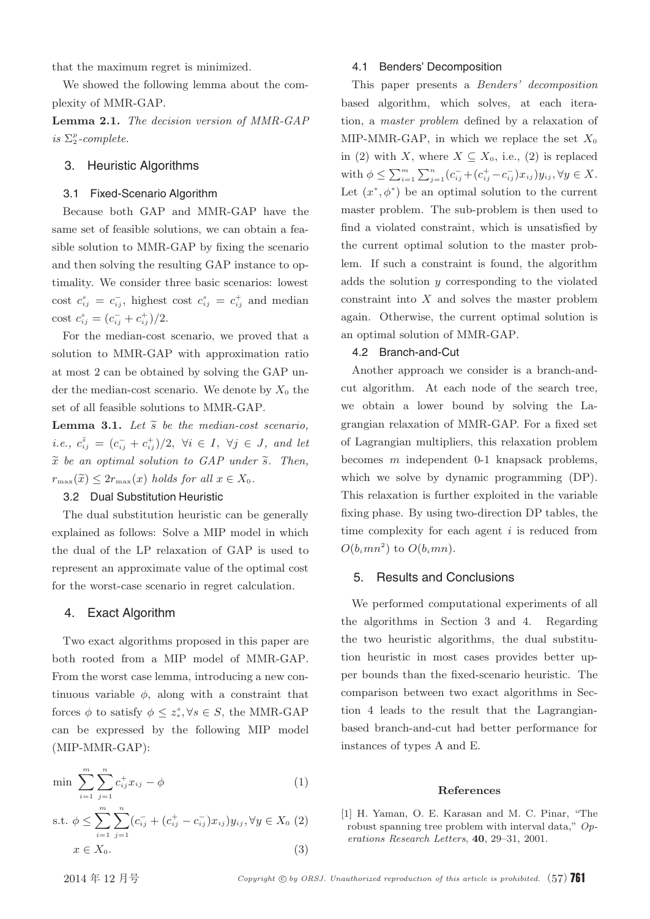that the maximum regret is minimized.

We showed the following lemma about the complexity of MMR-GAP.

**Lemma 2.1.** *The decision version of MMR-GAP is $\Sigma_2^p$-complete.*

## 3. Heuristic Algorithms

### 3.1 Fixed-Scenario Algorithm

Because both GAP and MMR-GAP have the same set of feasible solutions, we can obtain a feasible solution to MMR-GAP by fixing the scenario and then solving the resulting GAP instance to optimality. We consider three basic scenarios: lowest cost $c_{ij}^s = c_{ij}^-$, highest cost $c_{ij}^s = c_{ij}^+$ and median cost $c_{ij}^s = (c_{ij}^- + c_{ij}^+)/2$.

For the median-cost scenario, we proved that a solution to MMR-GAP with approximation ratio at most 2 can be obtained by solving the GAP under the median-cost scenario. We denote by $X_0$ the set of all feasible solutions to MMR-GAP.

**Lemma 3.1.** *Let $\tilde{s}$ be the median-cost scenario, i.e., $c_{ij}^{\tilde{s}} = (c_{ij}^- + c_{ij}^+)/2$, $\forall i \in I$, $\forall j \in J$, and let $\tilde{x}$ be an optimal solution to GAP under $\tilde{s}$. Then, $r_{\max}(\tilde{x}) \leq 2r_{\max}(x)$ holds for all $x \in X_0$.*

### 3.2 Dual Substitution Heuristic

The dual substitution heuristic can be generally explained as follows: Solve a MIP model in which the dual of the LP relaxation of GAP is used to represent an approximate value of the optimal cost for the worst-case scenario in regret calculation.

## 4. Exact Algorithm

Two exact algorithms proposed in this paper are both rooted from a MIP model of MMR-GAP. From the worst case lemma, introducing a new continuous variable $\phi$, along with a constraint that forces $\phi$ to satisfy $\phi \leq z_*^s, \forall s \in S$, the MMR-GAP can be expressed by the following MIP model (MIP-MMR-GAP):

$$\min \sum_{i=1}^{m} \sum_{j=1}^{n} c_{ij}^+ x_{ij} - \phi \tag{1}$$

$$\text{s.t. } \phi \leq \sum_{i=1}^{m} \sum_{j=1}^{n} (c_{ij}^- + (c_{ij}^+ - c_{ij}^-) x_{ij}) y_{ij}, \forall y \in X_0 \tag{2}$$

$$x \in X_0. \tag{3}$$

### 4.1 Benders' Decomposition

This paper presents a *Benders' decomposition* based algorithm, which solves, at each iteration, a *master problem* defined by a relaxation of MIP-MMR-GAP, in which we replace the set $X_0$ in (2) with $X$, where $X \subseteq X_0$, i.e., (2) is replaced with $\phi \leq \sum_{i=1}^{m} \sum_{j=1}^{n} (c_{ij}^- + (c_{ij}^+ - c_{ij}^-) x_{ij}) y_{ij}, \forall y \in X$. Let $(x^*, \phi^*)$ be an optimal solution to the current master problem. The sub-problem is then used to find a violated constraint, which is unsatisfied by the current optimal solution to the master problem. If such a constraint is found, the algorithm adds the solution $y$ corresponding to the violated constraint into $X$ and solves the master problem again. Otherwise, the current optimal solution is an optimal solution of MMR-GAP.

### 4.2 Branch-and-Cut

Another approach we consider is a branch-and-cut algorithm. At each node of the search tree, we obtain a lower bound by solving the Lagrangian relaxation of MMR-GAP. For a fixed set of Lagrangian multipliers, this relaxation problem becomes $m$ independent 0-1 knapsack problems, which we solve by dynamic programming (DP). This relaxation is further exploited in the variable fixing phase. By using two-direction DP tables, the time complexity for each agent $i$ is reduced from $O(b_i mn^2)$ to $O(b_i mn)$.

## 5. Results and Conclusions

We performed computational experiments of all the algorithms in Section 3 and 4. Regarding the two heuristic algorithms, the dual substitution heuristic in most cases provides better upper bounds than the fixed-scenario heuristic. The comparison between two exact algorithms in Section 4 leads to the result that the Lagrangian-based branch-and-cut had better performance for instances of types A and E.

### References

[1] H. Yaman, O. E. Karasan and M. C. Pinar, "The robust spanning tree problem with interval data," *Operations Research Letters*, **40**, 29–31, 2001.